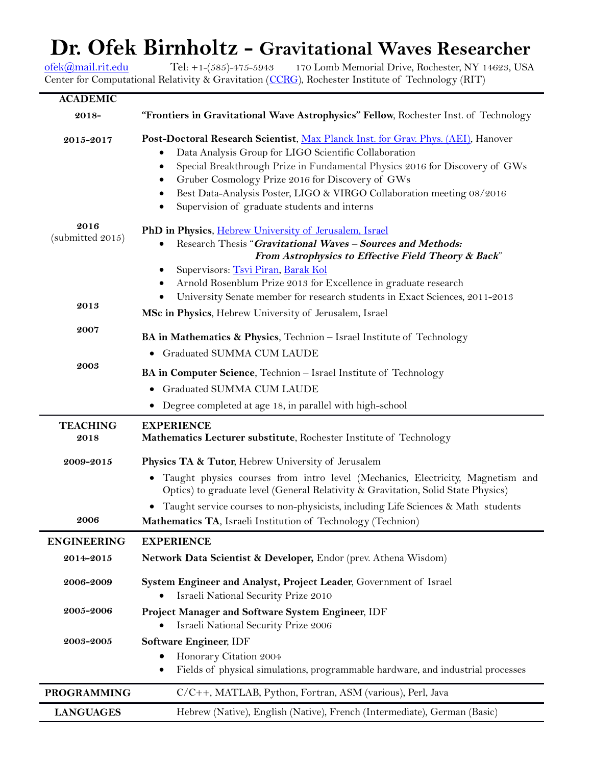# Dr. Ofek Birnholtz - Gravitational Waves Researcher

[ofek@mail.rit.edu](mailto:ofek@mail.rit.edu) Tel: +1-(585)-475-5943 170 Lomb Memorial Drive, Rochester, NY 14623, USA
Center for Computational Relativity & Gravitation (CCRG), Rochester Institute of Technology (RIT)

## ACADEMIC

**2018-**
**"Frontiers in Gravitational Wave Astrophysics" Fellow**, Rochester Inst. of Technology

**2015-2017**
**Post-Doctoral Research Scientist**, Max Planck Inst. for Grav. Phys. (AEI), Hanover
- Data Analysis Group for LIGO Scientific Collaboration
- Special Breakthrough Prize in Fundamental Physics 2016 for Discovery of GWs
- Gruber Cosmology Prize 2016 for Discovery of GWs
- Best Data-Analysis Poster, LIGO & VIRGO Collaboration meeting 08/2016
- Supervision of graduate students and interns

**2016** (submitted 2015)
**PhD in Physics**, Hebrew University of Jerusalem, Israel
- Research Thesis "***Gravitational Waves – Sources and Methods: From Astrophysics to Effective Field Theory & Back***"
- Supervisors: Tsvi Piran, Barak Kol
- Arnold Rosenblum Prize 2013 for Excellence in graduate research
- University Senate member for research students in Exact Sciences, 2011-2013

**2013**
**MSc in Physics**, Hebrew University of Jerusalem, Israel

**2007**
**BA in Mathematics & Physics**, Technion – Israel Institute of Technology
- Graduated SUMMA CUM LAUDE

**2003**
**BA in Computer Science**, Technion – Israel Institute of Technology
- Graduated SUMMA CUM LAUDE
- Degree completed at age 18, in parallel with high-school

## TEACHING EXPERIENCE

**2018**
**Mathematics Lecturer substitute**, Rochester Institute of Technology

**2009-2015**
**Physics TA & Tutor**, Hebrew University of Jerusalem
- Taught physics courses from intro level (Mechanics, Electricity, Magnetism and Optics) to graduate level (General Relativity & Gravitation, Solid State Physics)
- Taught service courses to non-physicists, including Life Sciences & Math students

**2006**
**Mathematics TA**, Israeli Institution of Technology (Technion)

## ENGINEERING EXPERIENCE

**2014-2015**
**Network Data Scientist & Developer,** Endor (prev. Athena Wisdom)

**2006-2009**
**System Engineer and Analyst, Project Leader**, Government of Israel
- Israeli National Security Prize 2010

**2005-2006**
**Project Manager and Software System Engineer**, IDF
- Israeli National Security Prize 2006

**2003-2005**
**Software Engineer**, IDF
- Honorary Citation 2004
- Fields of physical simulations, programmable hardware, and industrial processes

## PROGRAMMING

C/C++, MATLAB, Python, Fortran, ASM (various), Perl, Java

## LANGUAGES

Hebrew (Native), English (Native), French (Intermediate), German (Basic)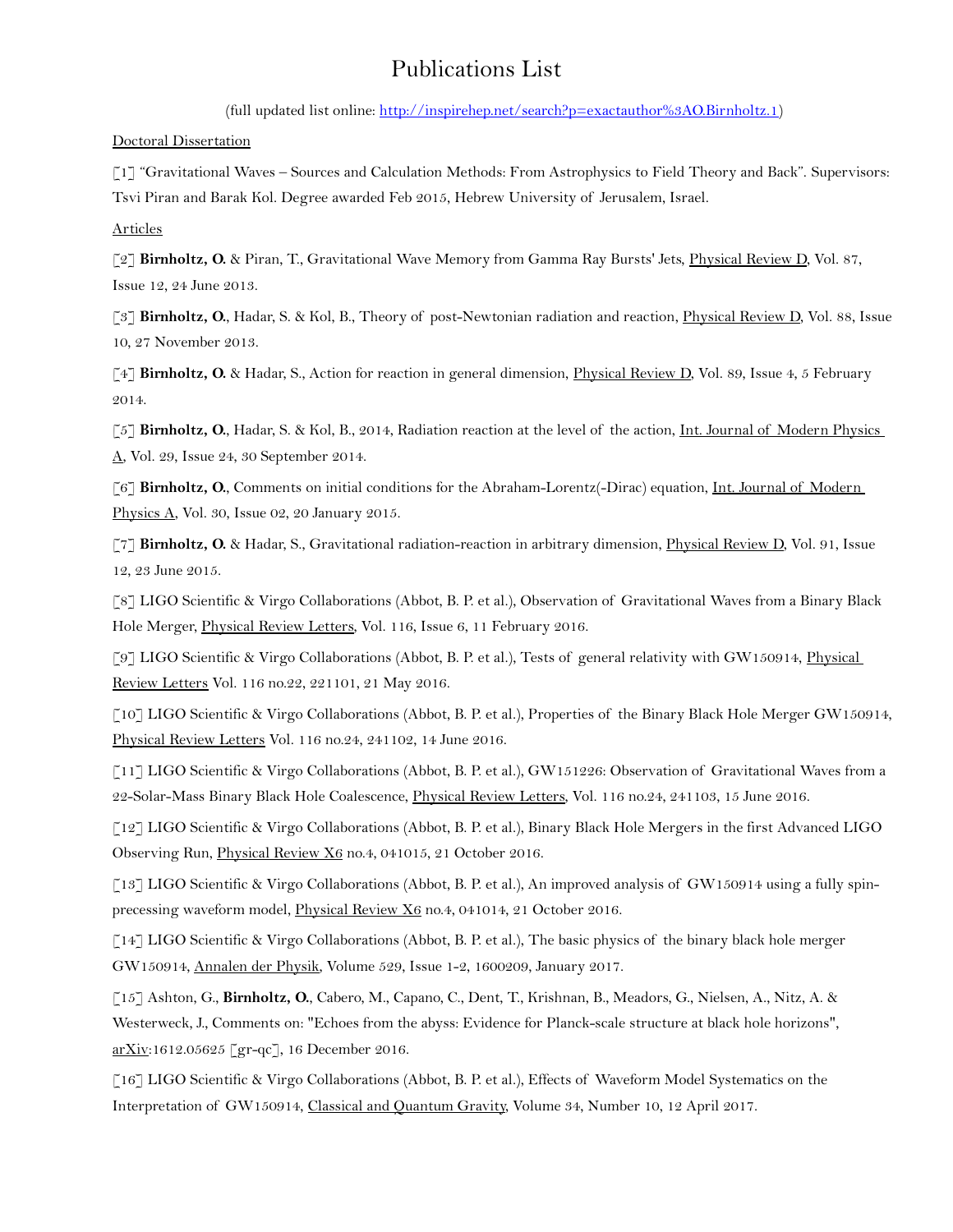# Publications List

(full updated list online: [http://inspirehep.net/search?p=exactauthor%3AO.Birnholtz.1](http://inspirehep.net/search?p=exactauthor%3AO.Birnholtz.1))

Doctoral Dissertation

[1] "Gravitational Waves – Sources and Calculation Methods: From Astrophysics to Field Theory and Back". Supervisors: Tsvi Piran and Barak Kol. Degree awarded Feb 2015, Hebrew University of Jerusalem, Israel.

Articles

[2] **Birnholtz, O.** & Piran, T., Gravitational Wave Memory from Gamma Ray Bursts' Jets, Physical Review D, Vol. 87, Issue 12, 24 June 2013.

[3] **Birnholtz, O.**, Hadar, S. & Kol, B., Theory of post-Newtonian radiation and reaction, Physical Review D, Vol. 88, Issue 10, 27 November 2013.

[4] **Birnholtz, O.** & Hadar, S., Action for reaction in general dimension, Physical Review D, Vol. 89, Issue 4, 5 February 2014.

[5] **Birnholtz, O.**, Hadar, S. & Kol, B., 2014, Radiation reaction at the level of the action, Int. Journal of Modern Physics A, Vol. 29, Issue 24, 30 September 2014.

[6] **Birnholtz, O.**, Comments on initial conditions for the Abraham-Lorentz(-Dirac) equation, Int. Journal of Modern Physics A, Vol. 30, Issue 02, 20 January 2015.

[7] **Birnholtz, O.** & Hadar, S., Gravitational radiation-reaction in arbitrary dimension, Physical Review D, Vol. 91, Issue 12, 23 June 2015.

[8] LIGO Scientific & Virgo Collaborations (Abbot, B. P. et al.), Observation of Gravitational Waves from a Binary Black Hole Merger, Physical Review Letters, Vol. 116, Issue 6, 11 February 2016.

[9] LIGO Scientific & Virgo Collaborations (Abbot, B. P. et al.), Tests of general relativity with GW150914, Physical Review Letters Vol. 116 no.22, 221101, 21 May 2016.

[10] LIGO Scientific & Virgo Collaborations (Abbot, B. P. et al.), Properties of the Binary Black Hole Merger GW150914, Physical Review Letters Vol. 116 no.24, 241102, 14 June 2016.

[11] LIGO Scientific & Virgo Collaborations (Abbot, B. P. et al.), GW151226: Observation of Gravitational Waves from a 22-Solar-Mass Binary Black Hole Coalescence, Physical Review Letters, Vol. 116 no.24, 241103, 15 June 2016.

[12] LIGO Scientific & Virgo Collaborations (Abbot, B. P. et al.), Binary Black Hole Mergers in the first Advanced LIGO Observing Run, Physical Review X6 no.4, 041015, 21 October 2016.

[13] LIGO Scientific & Virgo Collaborations (Abbot, B. P. et al.), An improved analysis of GW150914 using a fully spin-precessing waveform model, Physical Review X6 no.4, 041014, 21 October 2016.

[14] LIGO Scientific & Virgo Collaborations (Abbot, B. P. et al.), The basic physics of the binary black hole merger GW150914, Annalen der Physik, Volume 529, Issue 1-2, 1600209, January 2017.

[15] Ashton, G., **Birnholtz, O.**, Cabero, M., Capano, C., Dent, T., Krishnan, B., Meadors, G., Nielsen, A., Nitz, A. & Westerweck, J., Comments on: "Echoes from the abyss: Evidence for Planck-scale structure at black hole horizons", arXiv:1612.05625 [gr-qc], 16 December 2016.

[16] LIGO Scientific & Virgo Collaborations (Abbot, B. P. et al.), Effects of Waveform Model Systematics on the Interpretation of GW150914, Classical and Quantum Gravity, Volume 34, Number 10, 12 April 2017.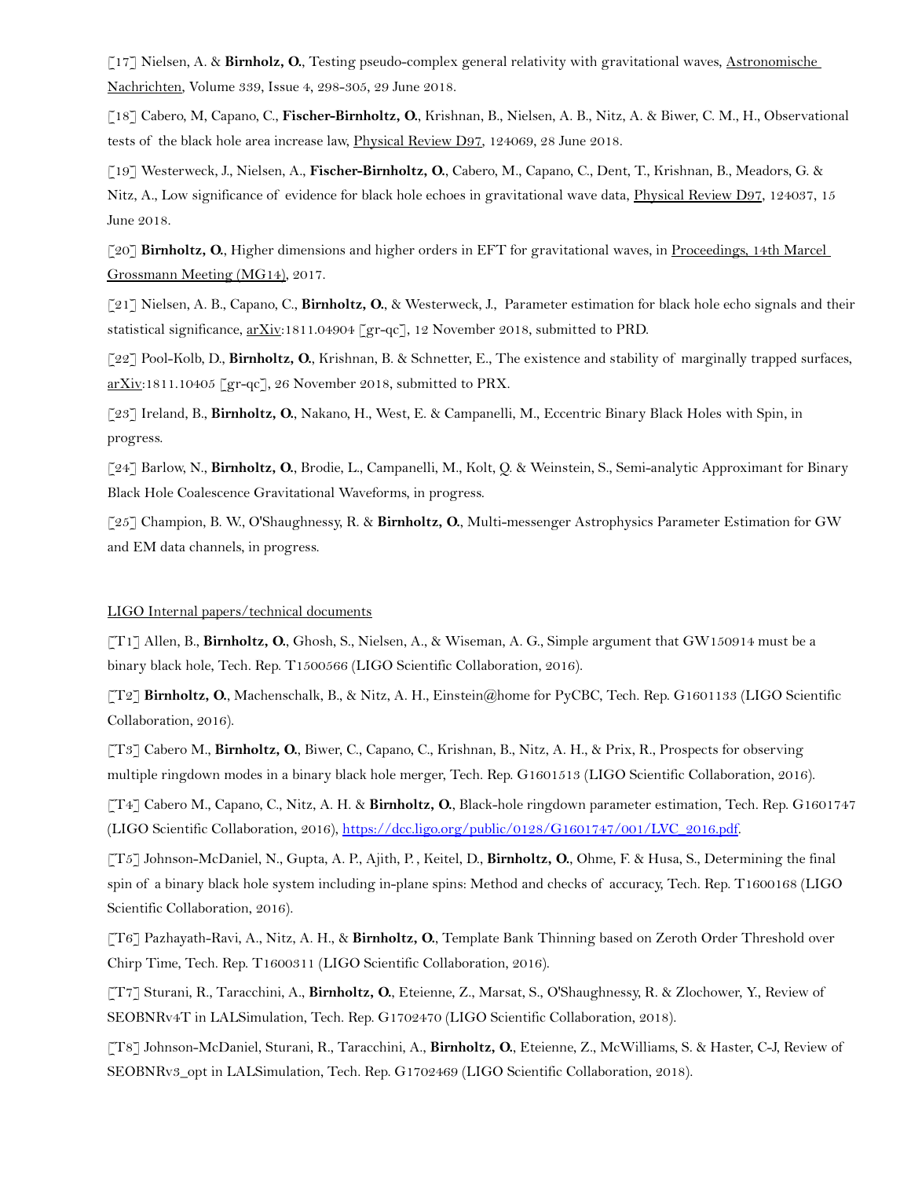[17] Nielsen, A. & **Birnholz, O.**, Testing pseudo-complex general relativity with gravitational waves, Astronomische Nachrichten, Volume 339, Issue 4, 298-305, 29 June 2018.

[18] Cabero, M, Capano, C., **Fischer-Birnholtz, O.**, Krishnan, B., Nielsen, A. B., Nitz, A. & Biwer, C. M., H., Observational tests of the black hole area increase law, Physical Review D97, 124069, 28 June 2018.

[19] Westerweck, J., Nielsen, A., **Fischer-Birnholtz, O.**, Cabero, M., Capano, C., Dent, T., Krishnan, B., Meadors, G. & Nitz, A., Low significance of evidence for black hole echoes in gravitational wave data, Physical Review D97, 124037, 15 June 2018.

[20] **Birnholtz, O.**, Higher dimensions and higher orders in EFT for gravitational waves, in Proceedings, 14th Marcel Grossmann Meeting (MG14), 2017.

[21] Nielsen, A. B., Capano, C., **Birnholtz, O.**, & Westerweck, J., Parameter estimation for black hole echo signals and their statistical significance, arXiv:1811.04904 [gr-qc], 12 November 2018, submitted to PRD.

[22] Pool-Kolb, D., **Birnholtz, O.**, Krishnan, B. & Schnetter, E., The existence and stability of marginally trapped surfaces, arXiv:1811.10405 [gr-qc], 26 November 2018, submitted to PRX.

[23] Ireland, B., **Birnholtz, O.**, Nakano, H., West, E. & Campanelli, M., Eccentric Binary Black Holes with Spin, in progress.

[24] Barlow, N., **Birnholtz, O.**, Brodie, L., Campanelli, M., Kolt, Q. & Weinstein, S., Semi-analytic Approximant for Binary Black Hole Coalescence Gravitational Waveforms, in progress.

[25] Champion, B. W., O'Shaughnessy, R. & **Birnholtz, O.**, Multi-messenger Astrophysics Parameter Estimation for GW and EM data channels, in progress.

LIGO Internal papers/technical documents

[T1] Allen, B., **Birnholtz, O.**, Ghosh, S., Nielsen, A., & Wiseman, A. G., Simple argument that GW150914 must be a binary black hole, Tech. Rep. T1500566 (LIGO Scientific Collaboration, 2016).

[T2] **Birnholtz, O.**, Machenschalk, B., & Nitz, A. H., Einstein@home for PyCBC, Tech. Rep. G1601133 (LIGO Scientific Collaboration, 2016).

[T3] Cabero M., **Birnholtz, O.**, Biwer, C., Capano, C., Krishnan, B., Nitz, A. H., & Prix, R., Prospects for observing multiple ringdown modes in a binary black hole merger, Tech. Rep. G1601513 (LIGO Scientific Collaboration, 2016).

[T4] Cabero M., Capano, C., Nitz, A. H. & **Birnholtz, O.**, Black-hole ringdown parameter estimation, Tech. Rep. G1601747 (LIGO Scientific Collaboration, 2016), https://dcc.ligo.org/public/0128/G1601747/001/LVC_2016.pdf.

[T5] Johnson-McDaniel, N., Gupta, A. P., Ajith, P. , Keitel, D., **Birnholtz, O.**, Ohme, F. & Husa, S., Determining the final spin of a binary black hole system including in-plane spins: Method and checks of accuracy, Tech. Rep. T1600168 (LIGO Scientific Collaboration, 2016).

[T6] Pazhayath-Ravi, A., Nitz, A. H., & **Birnholtz, O.**, Template Bank Thinning based on Zeroth Order Threshold over Chirp Time, Tech. Rep. T1600311 (LIGO Scientific Collaboration, 2016).

[T7] Sturani, R., Taracchini, A., **Birnholtz, O.**, Eteienne, Z., Marsat, S., O'Shaughnessy, R. & Zlochower, Y., Review of SEOBNRv4T in LALSimulation, Tech. Rep. G1702470 (LIGO Scientific Collaboration, 2018).

[T8] Johnson-McDaniel, Sturani, R., Taracchini, A., **Birnholtz, O.**, Eteienne, Z., McWilliams, S. & Haster, C-J, Review of SEOBNRv3_opt in LALSimulation, Tech. Rep. G1702469 (LIGO Scientific Collaboration, 2018).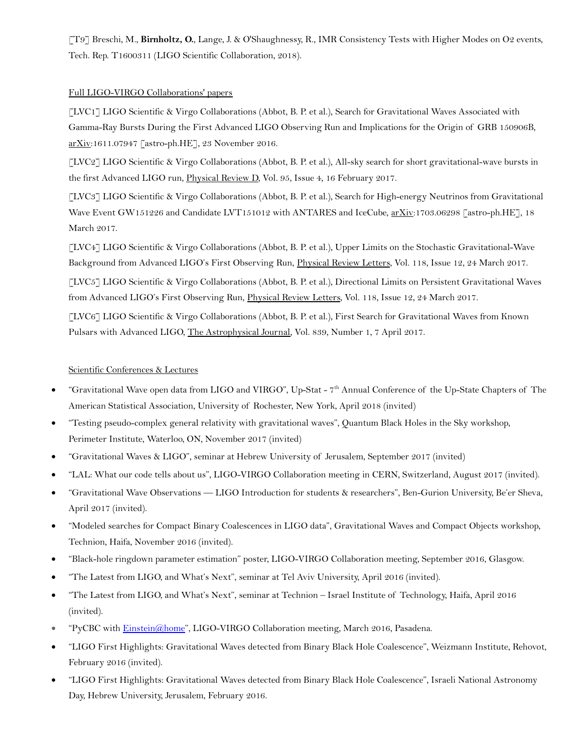[T9] Breschi, M., **Birnholtz, O.**, Lange, J. & O'Shaughnessy, R., IMR Consistency Tests with Higher Modes on O2 events, Tech. Rep. T1600311 (LIGO Scientific Collaboration, 2018).

Full LIGO-VIRGO Collaborations' papers

[LVC1] LIGO Scientific & Virgo Collaborations (Abbot, B. P. et al.), Search for Gravitational Waves Associated with Gamma-Ray Bursts During the First Advanced LIGO Observing Run and Implications for the Origin of GRB 150906B, arXiv:1611.07947 [astro-ph.HE], 23 November 2016.

[LVC2] LIGO Scientific & Virgo Collaborations (Abbot, B. P. et al.), All-sky search for short gravitational-wave bursts in the first Advanced LIGO run, Physical Review D, Vol. 95, Issue 4, 16 February 2017.

[LVC3] LIGO Scientific & Virgo Collaborations (Abbot, B. P. et al.), Search for High-energy Neutrinos from Gravitational Wave Event GW151226 and Candidate LVT151012 with ANTARES and IceCube, arXiv:1703.06298 [astro-ph.HE], 18 March 2017.

[LVC4] LIGO Scientific & Virgo Collaborations (Abbot, B. P. et al.), Upper Limits on the Stochastic Gravitational-Wave Background from Advanced LIGO's First Observing Run, Physical Review Letters, Vol. 118, Issue 12, 24 March 2017.

[LVC5] LIGO Scientific & Virgo Collaborations (Abbot, B. P. et al.), Directional Limits on Persistent Gravitational Waves from Advanced LIGO's First Observing Run, Physical Review Letters, Vol. 118, Issue 12, 24 March 2017.

[LVC6] LIGO Scientific & Virgo Collaborations (Abbot, B. P. et al.), First Search for Gravitational Waves from Known Pulsars with Advanced LIGO, The Astrophysical Journal, Vol. 839, Number 1, 7 April 2017.

Scientific Conferences & Lectures

- "Gravitational Wave open data from LIGO and VIRGO", Up-Stat - 7th Annual Conference of the Up-State Chapters of The American Statistical Association, University of Rochester, New York, April 2018 (invited)
- "Testing pseudo-complex general relativity with gravitational waves", Quantum Black Holes in the Sky workshop, Perimeter Institute, Waterloo, ON, November 2017 (invited)
- "Gravitational Waves & LIGO", seminar at Hebrew University of Jerusalem, September 2017 (invited)
- "LAL: What our code tells about us", LIGO-VIRGO Collaboration meeting in CERN, Switzerland, August 2017 (invited).
- "Gravitational Wave Observations — LIGO Introduction for students & researchers", Ben-Gurion University, Be'er Sheva, April 2017 (invited).
- "Modeled searches for Compact Binary Coalescences in LIGO data", Gravitational Waves and Compact Objects workshop, Technion, Haifa, November 2016 (invited).
- "Black-hole ringdown parameter estimation" poster, LIGO-VIRGO Collaboration meeting, September 2016, Glasgow.
- "The Latest from LIGO, and What's Next", seminar at Tel Aviv University, April 2016 (invited).
- "The Latest from LIGO, and What's Next", seminar at Technion – Israel Institute of Technology, Haifa, April 2016 (invited).
- "PyCBC with Einstein@home", LIGO-VIRGO Collaboration meeting, March 2016, Pasadena.
- "LIGO First Highlights: Gravitational Waves detected from Binary Black Hole Coalescence", Weizmann Institute, Rehovot, February 2016 (invited).
- "LIGO First Highlights: Gravitational Waves detected from Binary Black Hole Coalescence", Israeli National Astronomy Day, Hebrew University, Jerusalem, February 2016.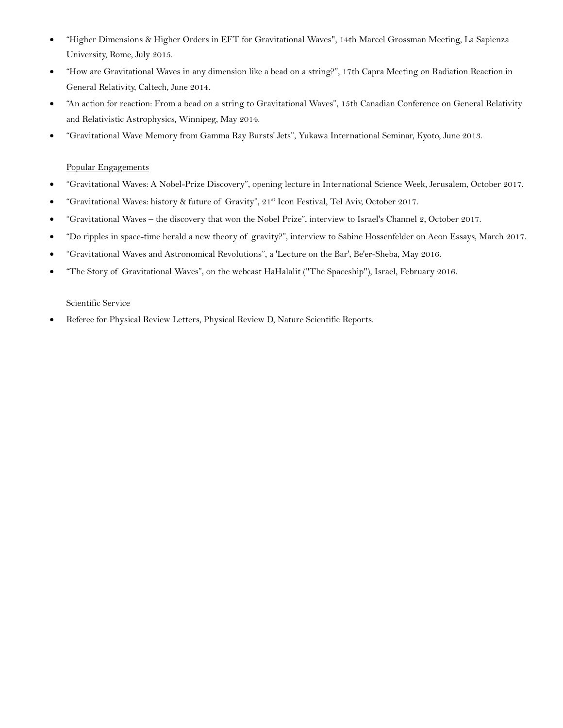- "Higher Dimensions & Higher Orders in EFT for Gravitational Waves", 14th Marcel Grossman Meeting, La Sapienza University, Rome, July 2015.
- "How are Gravitational Waves in any dimension like a bead on a string?", 17th Capra Meeting on Radiation Reaction in General Relativity, Caltech, June 2014.
- "An action for reaction: From a bead on a string to Gravitational Waves", 15th Canadian Conference on General Relativity and Relativistic Astrophysics, Winnipeg, May 2014.
- "Gravitational Wave Memory from Gamma Ray Bursts' Jets", Yukawa International Seminar, Kyoto, June 2013.

Popular Engagements

- "Gravitational Waves: A Nobel-Prize Discovery", opening lecture in International Science Week, Jerusalem, October 2017.
- "Gravitational Waves: history & future of Gravity", 21st Icon Festival, Tel Aviv, October 2017.
- "Gravitational Waves – the discovery that won the Nobel Prize", interview to Israel's Channel 2, October 2017.
- "Do ripples in space-time herald a new theory of gravity?", interview to Sabine Hossenfelder on Aeon Essays, March 2017.
- "Gravitational Waves and Astronomical Revolutions", a 'Lecture on the Bar', Be'er-Sheba, May 2016.
- "The Story of Gravitational Waves", on the webcast HaHalalit ("The Spaceship"), Israel, February 2016.

Scientific Service

- Referee for Physical Review Letters, Physical Review D, Nature Scientific Reports.